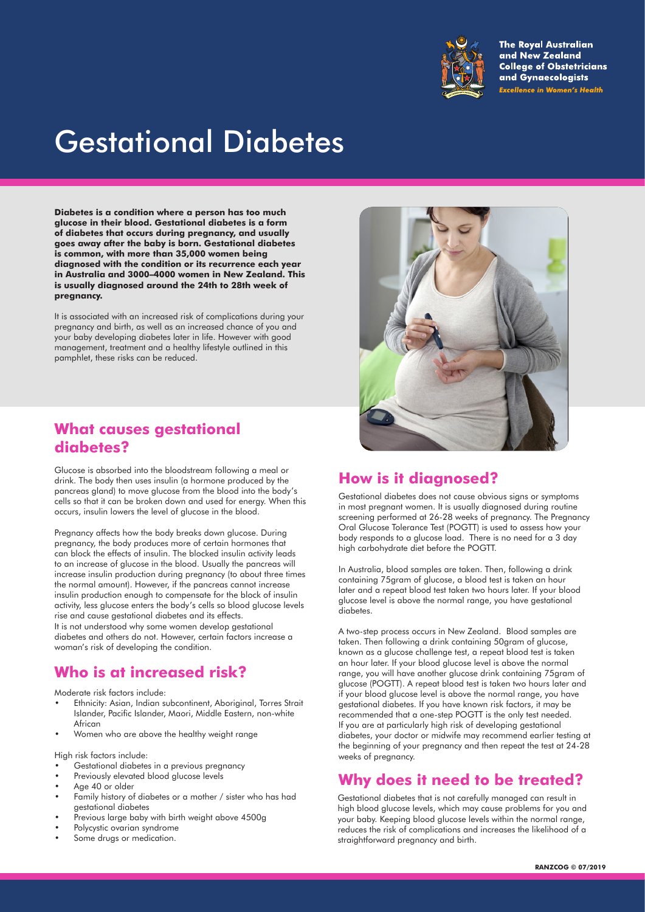The Royal Australian and New Zealand College of Obstetricians and Gynaecologists
*Excellence in Women's Health*

# Gestational Diabetes

**Diabetes is a condition where a person has too much glucose in their blood. Gestational diabetes is a form of diabetes that occurs during pregnancy, and usually goes away after the baby is born. Gestational diabetes is common, with more than 35,000 women being diagnosed with the condition or its recurrence each year in Australia and 3000–4000 women in New Zealand. This is usually diagnosed around the 24th to 28th week of pregnancy.**

It is associated with an increased risk of complications during your pregnancy and birth, as well as an increased chance of you and your baby developing diabetes later in life. However with good management, treatment and a healthy lifestyle outlined in this pamphlet, these risks can be reduced.

## What causes gestational diabetes?

Glucose is absorbed into the bloodstream following a meal or drink. The body then uses insulin (a hormone produced by the pancreas gland) to move glucose from the blood into the body's cells so that it can be broken down and used for energy. When this occurs, insulin lowers the level of glucose in the blood.

Pregnancy affects how the body breaks down glucose. During pregnancy, the body produces more of certain hormones that can block the effects of insulin. The blocked insulin activity leads to an increase of glucose in the blood. Usually the pancreas will increase insulin production during pregnancy (to about three times the normal amount). However, if the pancreas cannot increase insulin production enough to compensate for the block of insulin activity, less glucose enters the body's cells so blood glucose levels rise and cause gestational diabetes and its effects.

It is not understood why some women develop gestational diabetes and others do not. However, certain factors increase a woman's risk of developing the condition.

## Who is at increased risk?

Moderate risk factors include:

- Ethnicity: Asian, Indian subcontinent, Aboriginal, Torres Strait Islander, Pacific Islander, Maori, Middle Eastern, non-white African
- Women who are above the healthy weight range

High risk factors include:

- Gestational diabetes in a previous pregnancy
- Previously elevated blood glucose levels
- Age 40 or older
- Family history of diabetes or a mother / sister who has had gestational diabetes
- Previous large baby with birth weight above 4500g
- Polycystic ovarian syndrome
- Some drugs or medication.

## How is it diagnosed?

Gestational diabetes does not cause obvious signs or symptoms in most pregnant women. It is usually diagnosed during routine screening performed at 26-28 weeks of pregnancy. The Pregnancy Oral Glucose Tolerance Test (POGTT) is used to assess how your body responds to a glucose load. There is no need for a 3 day high carbohydrate diet before the POGTT.

In Australia, blood samples are taken. Then, following a drink containing 75gram of glucose, a blood test is taken an hour later and a repeat blood test taken two hours later. If your blood glucose level is above the normal range, you have gestational diabetes.

A two-step process occurs in New Zealand. Blood samples are taken. Then following a drink containing 50gram of glucose, known as a glucose challenge test, a repeat blood test is taken an hour later. If your blood glucose level is above the normal range, you will have another glucose drink containing 75gram of glucose (POGTT). A repeat blood test is taken two hours later and if your blood glucose level is above the normal range, you have gestational diabetes. If you have known risk factors, it may be recommended that a one-step POGTT is the only test needed. If you are at particularly high risk of developing gestational diabetes, your doctor or midwife may recommend earlier testing at the beginning of your pregnancy and then repeat the test at 24-28 weeks of pregnancy.

## Why does it need to be treated?

Gestational diabetes that is not carefully managed can result in high blood glucose levels, which may cause problems for you and your baby. Keeping blood glucose levels within the normal range, reduces the risk of complications and increases the likelihood of a straightforward pregnancy and birth.

RANZCOG © 07/2019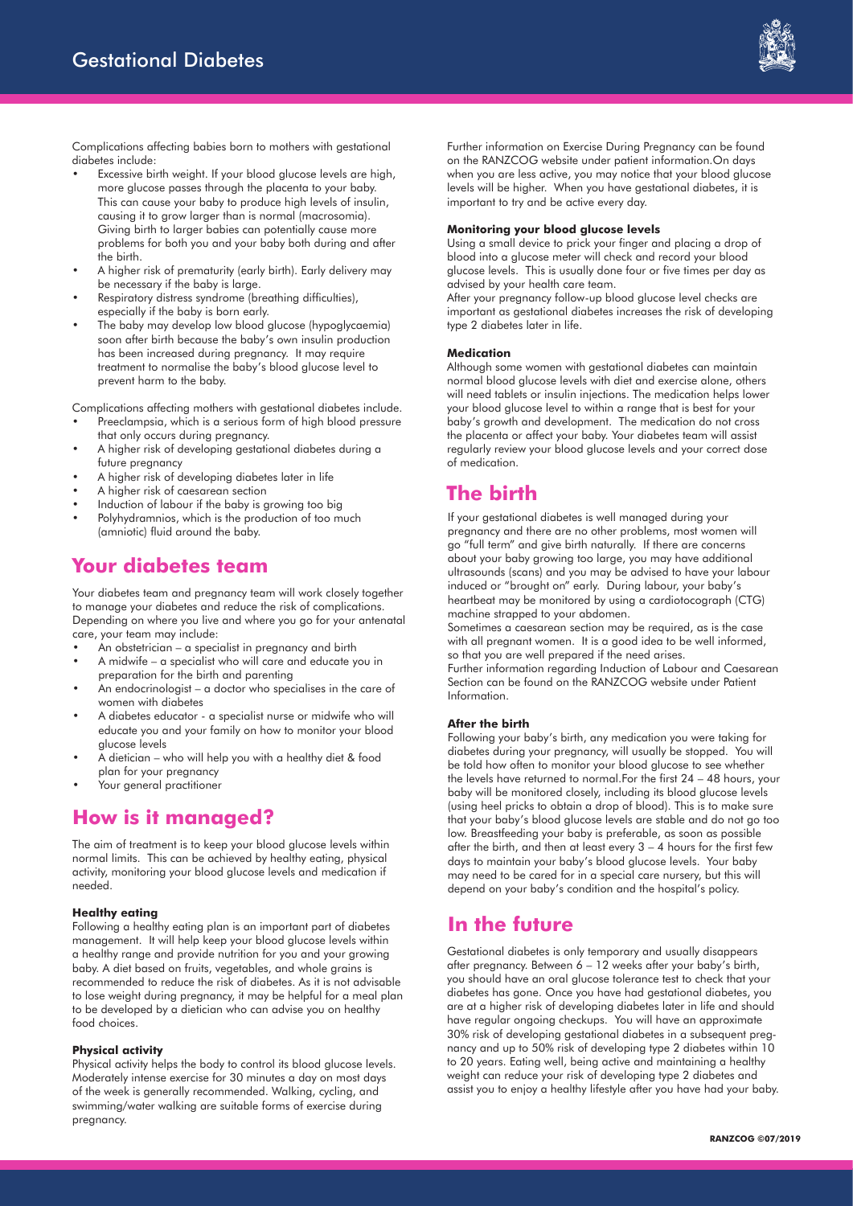Complications affecting babies born to mothers with gestational diabetes include:

- Excessive birth weight. If your blood glucose levels are high, more glucose passes through the placenta to your baby. This can cause your baby to produce high levels of insulin, causing it to grow larger than is normal (macrosomia). Giving birth to larger babies can potentially cause more problems for both you and your baby both during and after the birth.
- A higher risk of prematurity (early birth). Early delivery may be necessary if the baby is large.
- Respiratory distress syndrome (breathing difficulties), especially if the baby is born early.
- The baby may develop low blood glucose (hypoglycaemia) soon after birth because the baby's own insulin production has been increased during pregnancy. It may require treatment to normalise the baby's blood glucose level to prevent harm to the baby.

Complications affecting mothers with gestational diabetes include.

- Preeclampsia, which is a serious form of high blood pressure that only occurs during pregnancy.
- A higher risk of developing gestational diabetes during a future pregnancy
- A higher risk of developing diabetes later in life
- A higher risk of caesarean section
- Induction of labour if the baby is growing too big
- Polyhydramnios, which is the production of too much (amniotic) fluid around the baby.

## Your diabetes team

Your diabetes team and pregnancy team will work closely together to manage your diabetes and reduce the risk of complications. Depending on where you live and where you go for your antenatal care, your team may include:

- An obstetrician – a specialist in pregnancy and birth
- A midwife – a specialist who will care and educate you in preparation for the birth and parenting
- An endocrinologist – a doctor who specialises in the care of women with diabetes
- A diabetes educator - a specialist nurse or midwife who will educate you and your family on how to monitor your blood glucose levels
- A dietician – who will help you with a healthy diet & food plan for your pregnancy
- Your general practitioner

## How is it managed?

The aim of treatment is to keep your blood glucose levels within normal limits. This can be achieved by healthy eating, physical activity, monitoring your blood glucose levels and medication if needed.

**Healthy eating**

Following a healthy eating plan is an important part of diabetes management. It will help keep your blood glucose levels within a healthy range and provide nutrition for you and your growing baby. A diet based on fruits, vegetables, and whole grains is recommended to reduce the risk of diabetes. As it is not advisable to lose weight during pregnancy, it may be helpful for a meal plan to be developed by a dietician who can advise you on healthy food choices.

**Physical activity**

Physical activity helps the body to control its blood glucose levels. Moderately intense exercise for 30 minutes a day on most days of the week is generally recommended. Walking, cycling, and swimming/water walking are suitable forms of exercise during pregnancy.

Further information on Exercise During Pregnancy can be found on the RANZCOG website under patient information.On days when you are less active, you may notice that your blood glucose levels will be higher. When you have gestational diabetes, it is important to try and be active every day.

**Monitoring your blood glucose levels**

Using a small device to prick your finger and placing a drop of blood into a glucose meter will check and record your blood glucose levels. This is usually done four or five times per day as advised by your health care team.

After your pregnancy follow-up blood glucose level checks are important as gestational diabetes increases the risk of developing type 2 diabetes later in life.

**Medication**

Although some women with gestational diabetes can maintain normal blood glucose levels with diet and exercise alone, others will need tablets or insulin injections. The medication helps lower your blood glucose level to within a range that is best for your baby's growth and development. The medication do not cross the placenta or affect your baby. Your diabetes team will assist regularly review your blood glucose levels and your correct dose of medication.

## The birth

If your gestational diabetes is well managed during your pregnancy and there are no other problems, most women will go "full term" and give birth naturally. If there are concerns about your baby growing too large, you may have additional ultrasounds (scans) and you may be advised to have your labour induced or "brought on" early. During labour, your baby's heartbeat may be monitored by using a cardiotocograph (CTG) machine strapped to your abdomen.

Sometimes a caesarean section may be required, as is the case with all pregnant women. It is a good idea to be well informed, so that you are well prepared if the need arises.

Further information regarding Induction of Labour and Caesarean Section can be found on the RANZCOG website under Patient Information.

**After the birth**

Following your baby's birth, any medication you were taking for diabetes during your pregnancy, will usually be stopped. You will be told how often to monitor your blood glucose to see whether the levels have returned to normal.For the first 24 – 48 hours, your baby will be monitored closely, including its blood glucose levels (using heel pricks to obtain a drop of blood). This is to make sure that your baby's blood glucose levels are stable and do not go too low. Breastfeeding your baby is preferable, as soon as possible after the birth, and then at least every 3 – 4 hours for the first few days to maintain your baby's blood glucose levels. Your baby may need to be cared for in a special care nursery, but this will depend on your baby's condition and the hospital's policy.

## In the future

Gestational diabetes is only temporary and usually disappears after pregnancy. Between 6 – 12 weeks after your baby's birth, you should have an oral glucose tolerance test to check that your diabetes has gone. Once you have had gestational diabetes, you are at a higher risk of developing diabetes later in life and should have regular ongoing checkups. You will have an approximate 30% risk of developing gestational diabetes in a subsequent pregnancy and up to 50% risk of developing type 2 diabetes within 10 to 20 years. Eating well, being active and maintaining a healthy weight can reduce your risk of developing type 2 diabetes and assist you to enjoy a healthy lifestyle after you have had your baby.

RANZCOG ©07/2019